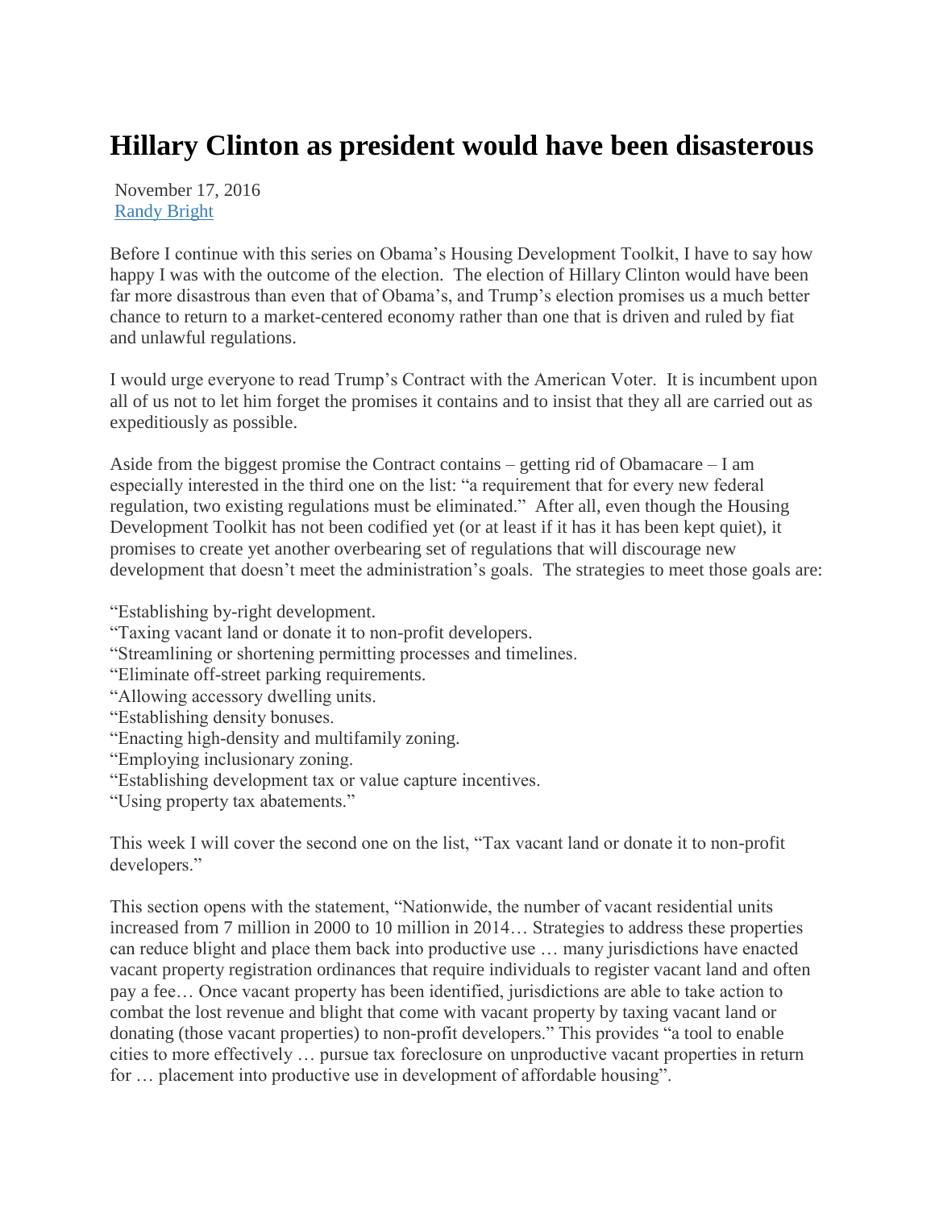# Hillary Clinton as president would have been disasterous

November 17, 2016
Randy Bright

Before I continue with this series on Obama's Housing Development Toolkit, I have to say how happy I was with the outcome of the election. The election of Hillary Clinton would have been far more disastrous than even that of Obama's, and Trump's election promises us a much better chance to return to a market-centered economy rather than one that is driven and ruled by fiat and unlawful regulations.

I would urge everyone to read Trump's Contract with the American Voter. It is incumbent upon all of us not to let him forget the promises it contains and to insist that they all are carried out as expeditiously as possible.

Aside from the biggest promise the Contract contains – getting rid of Obamacare – I am especially interested in the third one on the list: "a requirement that for every new federal regulation, two existing regulations must be eliminated." After all, even though the Housing Development Toolkit has not been codified yet (or at least if it has it has been kept quiet), it promises to create yet another overbearing set of regulations that will discourage new development that doesn't meet the administration's goals. The strategies to meet those goals are:

"Establishing by-right development.
"Taxing vacant land or donate it to non-profit developers.
"Streamlining or shortening permitting processes and timelines.
"Eliminate off-street parking requirements.
"Allowing accessory dwelling units.
"Establishing density bonuses.
"Enacting high-density and multifamily zoning.
"Employing inclusionary zoning.
"Establishing development tax or value capture incentives.
"Using property tax abatements."

This week I will cover the second one on the list, "Tax vacant land or donate it to non-profit developers."

This section opens with the statement, "Nationwide, the number of vacant residential units increased from 7 million in 2000 to 10 million in 2014… Strategies to address these properties can reduce blight and place them back into productive use … many jurisdictions have enacted vacant property registration ordinances that require individuals to register vacant land and often pay a fee… Once vacant property has been identified, jurisdictions are able to take action to combat the lost revenue and blight that come with vacant property by taxing vacant land or donating (those vacant properties) to non-profit developers." This provides "a tool to enable cities to more effectively … pursue tax foreclosure on unproductive vacant properties in return for … placement into productive use in development of affordable housing".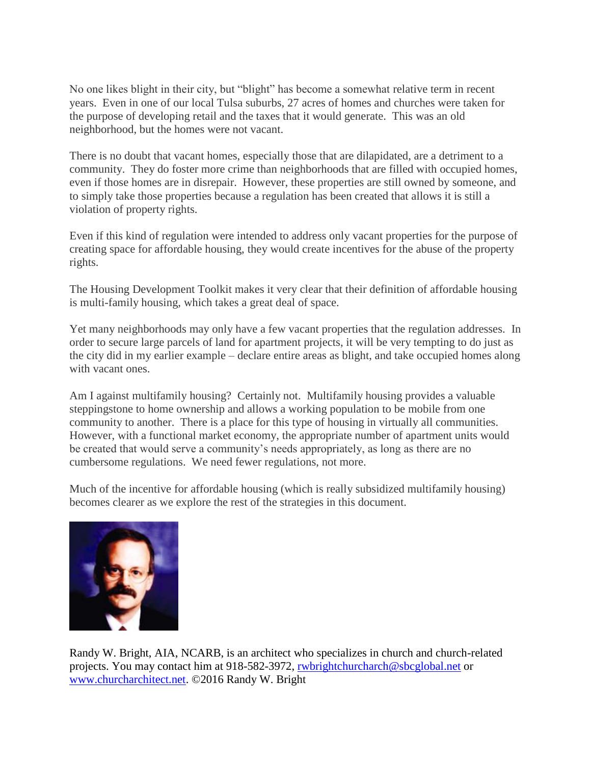No one likes blight in their city, but "blight" has become a somewhat relative term in recent years. Even in one of our local Tulsa suburbs, 27 acres of homes and churches were taken for the purpose of developing retail and the taxes that it would generate. This was an old neighborhood, but the homes were not vacant.

There is no doubt that vacant homes, especially those that are dilapidated, are a detriment to a community. They do foster more crime than neighborhoods that are filled with occupied homes, even if those homes are in disrepair. However, these properties are still owned by someone, and to simply take those properties because a regulation has been created that allows it is still a violation of property rights.

Even if this kind of regulation were intended to address only vacant properties for the purpose of creating space for affordable housing, they would create incentives for the abuse of the property rights.

The Housing Development Toolkit makes it very clear that their definition of affordable housing is multi-family housing, which takes a great deal of space.

Yet many neighborhoods may only have a few vacant properties that the regulation addresses. In order to secure large parcels of land for apartment projects, it will be very tempting to do just as the city did in my earlier example – declare entire areas as blight, and take occupied homes along with vacant ones.

Am I against multifamily housing? Certainly not. Multifamily housing provides a valuable steppingstone to home ownership and allows a working population to be mobile from one community to another. There is a place for this type of housing in virtually all communities. However, with a functional market economy, the appropriate number of apartment units would be created that would serve a community's needs appropriately, as long as there are no cumbersome regulations. We need fewer regulations, not more.

Much of the incentive for affordable housing (which is really subsidized multifamily housing) becomes clearer as we explore the rest of the strategies in this document.

Randy W. Bright, AIA, NCARB, is an architect who specializes in church and church-related projects. You may contact him at 918-582-3972, rwbrightchurcharch@sbcglobal.net or www.churcharchitect.net. ©2016 Randy W. Bright